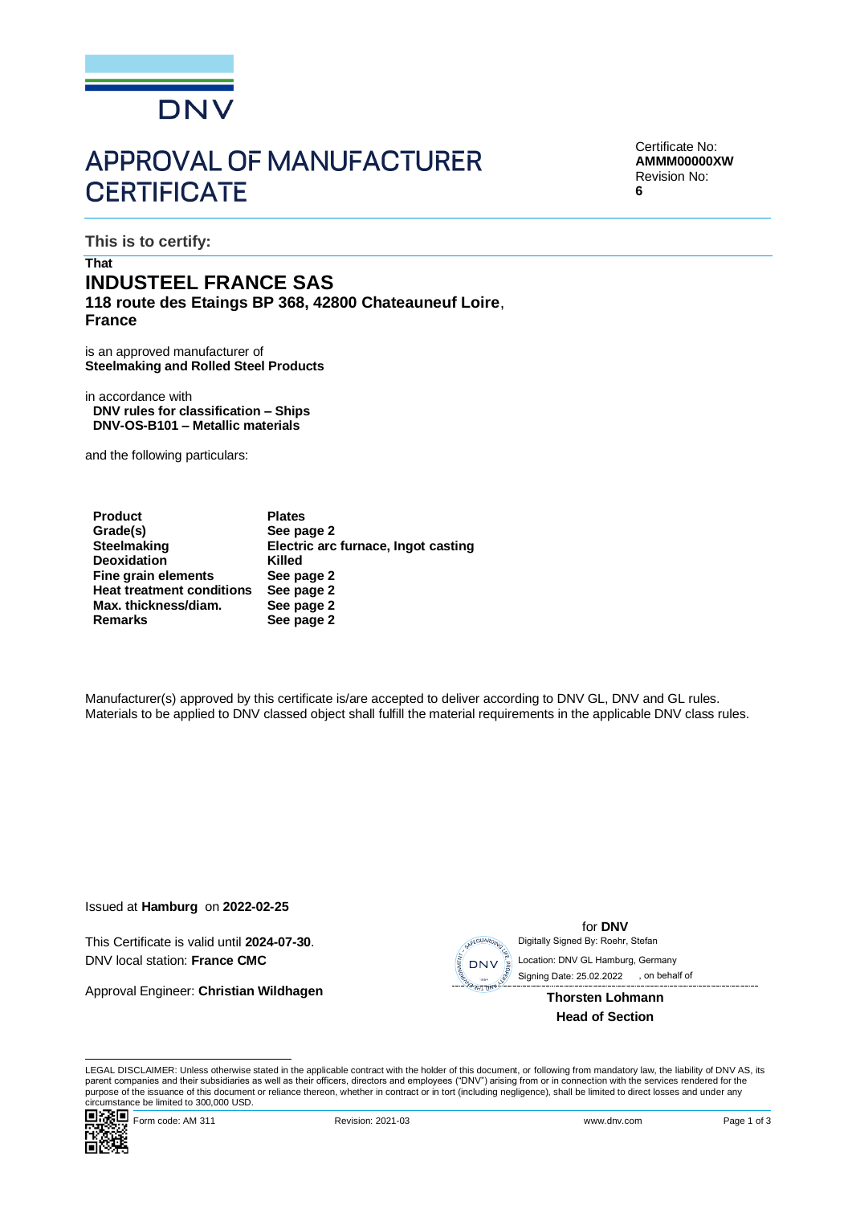DNV

# APPROVAL OF MANUFACTURER CERTIFICATE

Certificate No:
**AMMM00000XW**
Revision No:
**6**

## This is to certify:

**That**

## INDUSTEEL FRANCE SAS

**118 route des Etaings BP 368, 42800 Chateauneuf Loire**, **France**

is an approved manufacturer of
**Steelmaking and Rolled Steel Products**

in accordance with
**DNV rules for classification – Ships**
**DNV-OS-B101 – Metallic materials**

and the following particulars:

| | |
|---|---|
| **Product** | **Plates** |
| **Grade(s)** | **See page 2** |
| **Steelmaking** | **Electric arc furnace, Ingot casting** |
| **Deoxidation** | **Killed** |
| **Fine grain elements** | **See page 2** |
| **Heat treatment conditions** | **See page 2** |
| **Max. thickness/diam.** | **See page 2** |
| **Remarks** | **See page 2** |

Manufacturer(s) approved by this certificate is/are accepted to deliver according to DNV GL, DNV and GL rules. Materials to be applied to DNV classed object shall fulfill the material requirements in the applicable DNV class rules.

Issued at **Hamburg** on **2022-02-25**

This Certificate is valid until **2024-07-30**.
DNV local station: **France CMC**

Approval Engineer: **Christian Wildhagen**

for **DNV**
Digitally Signed By: Roehr, Stefan
Location: DNV GL Hamburg, Germany
Signing Date: 25.02.2022 , on behalf of

**Thorsten Lohmann**
**Head of Section**

LEGAL DISCLAIMER: Unless otherwise stated in the applicable contract with the holder of this document, or following from mandatory law, the liability of DNV AS, its parent companies and their subsidiaries as well as their officers, directors and employees ("DNV") arising from or in connection with the services rendered for the purpose of the issuance of this document or reliance thereon, whether in contract or in tort (including negligence), shall be limited to direct losses and under any circumstance be limited to 300,000 USD.

Form code: AM 311 Revision: 2021-03 www.dnv.com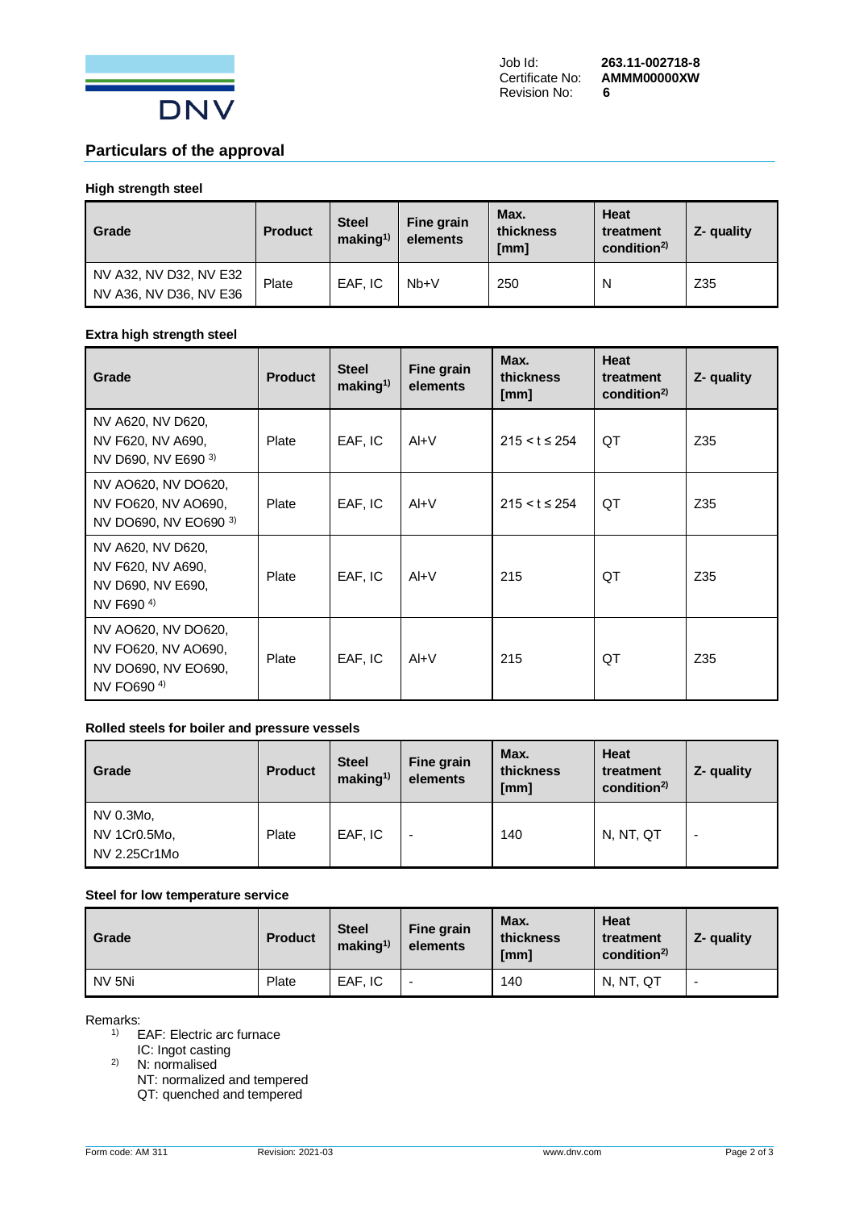Job Id: **263.11-002718-8**
Certificate No: **AMMM00000XW**
Revision No: **6**

## Particulars of the approval

### High strength steel

| Grade | Product | Steel making[1)] | Fine grain elements | Max. thickness [mm] | Heat treatment condition[2)] | Z- quality |
|---|---|---|---|---|---|---|
| NV A32, NV D32, NV E32<br>NV A36, NV D36, NV E36 | Plate | EAF, IC | Nb+V | 250 | N | Z35 |

### Extra high strength steel

| Grade | Product | Steel making[1)] | Fine grain elements | Max. thickness [mm] | Heat treatment condition[2)] | Z- quality |
|---|---|---|---|---|---|---|
| NV A620, NV D620, NV F620, NV A690, NV D690, NV E690 [3)] | Plate | EAF, IC | Al+V | 215 < t ≤ 254 | QT | Z35 |
| NV AO620, NV DO620, NV FO620, NV AO690, NV DO690, NV EO690 [3)] | Plate | EAF, IC | Al+V | 215 < t ≤ 254 | QT | Z35 |
| NV A620, NV D620, NV F620, NV A690, NV D690, NV E690, NV F690 [4)] | Plate | EAF, IC | Al+V | 215 | QT | Z35 |
| NV AO620, NV DO620, NV FO620, NV AO690, NV DO690, NV EO690, NV FO690 [4)] | Plate | EAF, IC | Al+V | 215 | QT | Z35 |

### Rolled steels for boiler and pressure vessels

| Grade | Product | Steel making[1)] | Fine grain elements | Max. thickness [mm] | Heat treatment condition[2)] | Z- quality |
|---|---|---|---|---|---|---|
| NV 0.3Mo, NV 1Cr0.5Mo, NV 2.25Cr1Mo | Plate | EAF, IC | - | 140 | N, NT, QT | - |

### Steel for low temperature service

| Grade | Product | Steel making[1)] | Fine grain elements | Max. thickness [mm] | Heat treatment condition[2)] | Z- quality |
|---|---|---|---|---|---|---|
| NV 5Ni | Plate | EAF, IC | - | 140 | N, NT, QT | - |

Remarks:

1) EAF: Electric arc furnace
   IC: Ingot casting
2) N: normalised
   NT: normalized and tempered
   QT: quenched and tempered

Form code: AM 311 Revision: 2021-03 www.dnv.com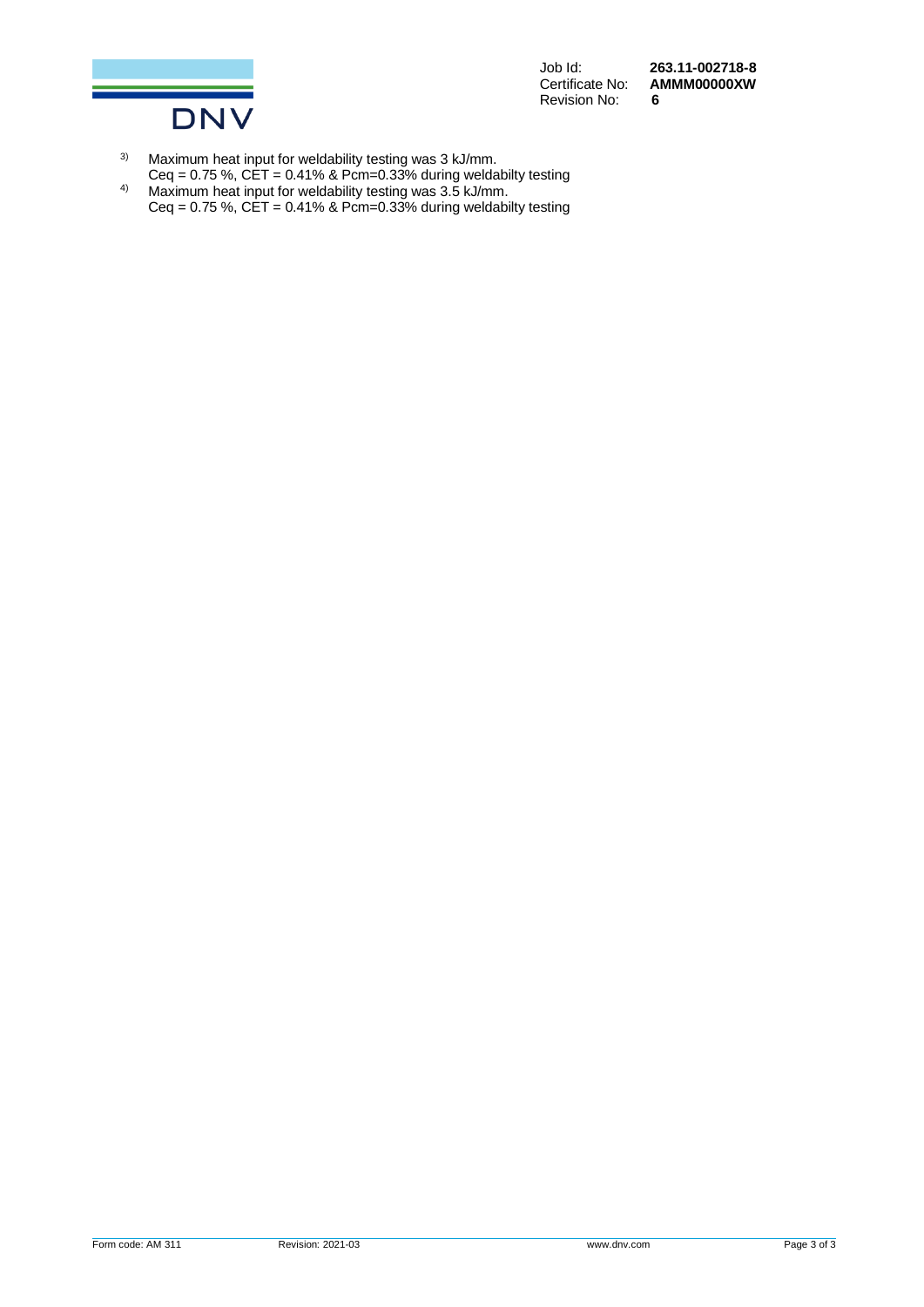[3] Maximum heat input for weldability testing was 3 kJ/mm.
Ceq = 0.75 %, CET = 0.41% & Pcm=0.33% during weldabilty testing

[4] Maximum heat input for weldability testing was 3.5 kJ/mm.
Ceq = 0.75 %, CET = 0.41% & Pcm=0.33% during weldabilty testing